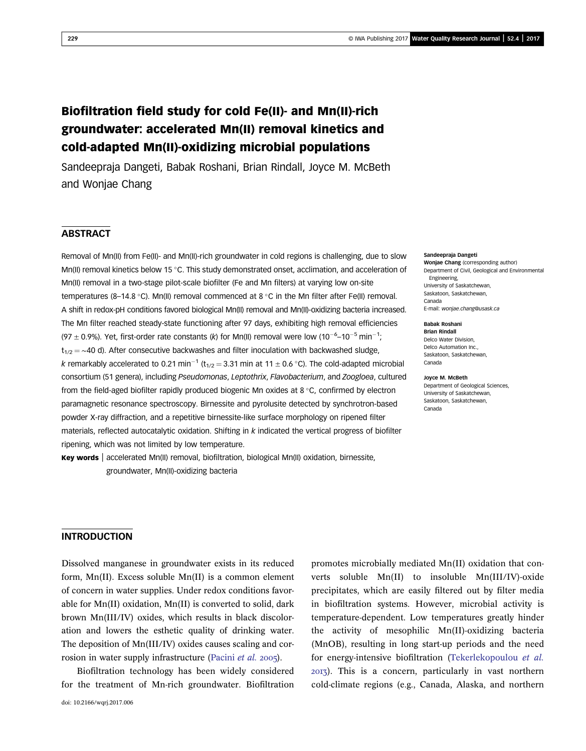# Biofiltration field study for cold Fe(II)- and Mn(II)-rich groundwater: accelerated Mn(II) removal kinetics and cold-adapted Mn(II)-oxidizing microbial populations

Sandeepraja Dangeti, Babak Roshani, Brian Rindall, Joyce M. McBeth and Wonjae Chang

## ABSTRACT

Removal of Mn(II) from Fe(II)- and Mn(II)-rich groundwater in cold regions is challenging, due to slow Mn(II) removal kinetics below 15 °C. This study demonstrated onset, acclimation, and acceleration of Mn(II) removal in a two-stage pilot-scale biofilter (Fe and Mn filters) at varying low on-site temperatures (8–14.8 °C). Mn(II) removal commenced at 8 °C in the Mn filter after Fe(II) removal. A shift in redox-pH conditions favored biological Mn(II) removal and Mn(II)-oxidizing bacteria increased. The Mn filter reached steady-state functioning after 97 days, exhibiting high removal efficiencies (97 ± 0.9%). Yet, first-order rate constants (*k*) for Mn(II) removal were low ($10^{-6}$–$10^{-5}$ $min^{-1}$; $t_{1/2}$ = ~40 d). After consecutive backwashes and filter inoculation with backwashed sludge, *k* remarkably accelerated to 0.21 $min^{-1}$ ($t_{1/2}$ = 3.31 min at 11 ± 0.6 °C). The cold-adapted microbial consortium (51 genera), including *Pseudomonas*, *Leptothrix*, *Flavobacterium*, and *Zoogloea*, cultured from the field-aged biofilter rapidly produced biogenic Mn oxides at 8 °C, confirmed by electron paramagnetic resonance spectroscopy. Birnessite and pyrolusite detected by synchrotron-based powder X-ray diffraction, and a repetitive birnessite-like surface morphology on ripened filter materials, reflected autocatalytic oxidation. Shifting in *k* indicated the vertical progress of biofilter ripening, which was not limited by low temperature.

**Key words** | accelerated Mn(II) removal, biofiltration, biological Mn(II) oxidation, birnessite, groundwater, Mn(II)-oxidizing bacteria

**Sandeepraja Dangeti**
**Wonjae Chang** (corresponding author)
Department of Civil, Geological and Environmental Engineering,
University of Saskatchewan,
Saskatoon, Saskatchewan,
Canada
E-mail: *wonjae.chang@usask.ca*

**Babak Roshani**
**Brian Rindall**
Delco Water Division,
Delco Automation Inc.,
Saskatoon, Saskatchewan,
Canada

**Joyce M. McBeth**
Department of Geological Sciences,
University of Saskatchewan,
Saskatoon, Saskatchewan,
Canada

## INTRODUCTION

Dissolved manganese in groundwater exists in its reduced form, Mn(II). Excess soluble Mn(II) is a common element of concern in water supplies. Under redox conditions favorable for Mn(II) oxidation, Mn(II) is converted to solid, dark brown Mn(III/IV) oxides, which results in black discoloration and lowers the esthetic quality of drinking water. The deposition of Mn(III/IV) oxides causes scaling and corrosion in water supply infrastructure (Pacini *et al.* 2005).

Biofiltration technology has been widely considered for the treatment of Mn-rich groundwater. Biofiltration promotes microbially mediated Mn(II) oxidation that converts soluble Mn(II) to insoluble Mn(III/IV)-oxide precipitates, which are easily filtered out by filter media in biofiltration systems. However, microbial activity is temperature-dependent. Low temperatures greatly hinder the activity of mesophilic Mn(II)-oxidizing bacteria (MnOB), resulting in long start-up periods and the need for energy-intensive biofiltration (Tekerlekopoulou *et al.* 2013). This is a concern, particularly in vast northern cold-climate regions (e.g., Canada, Alaska, and northern

doi: 10.2166/wqrj.2017.006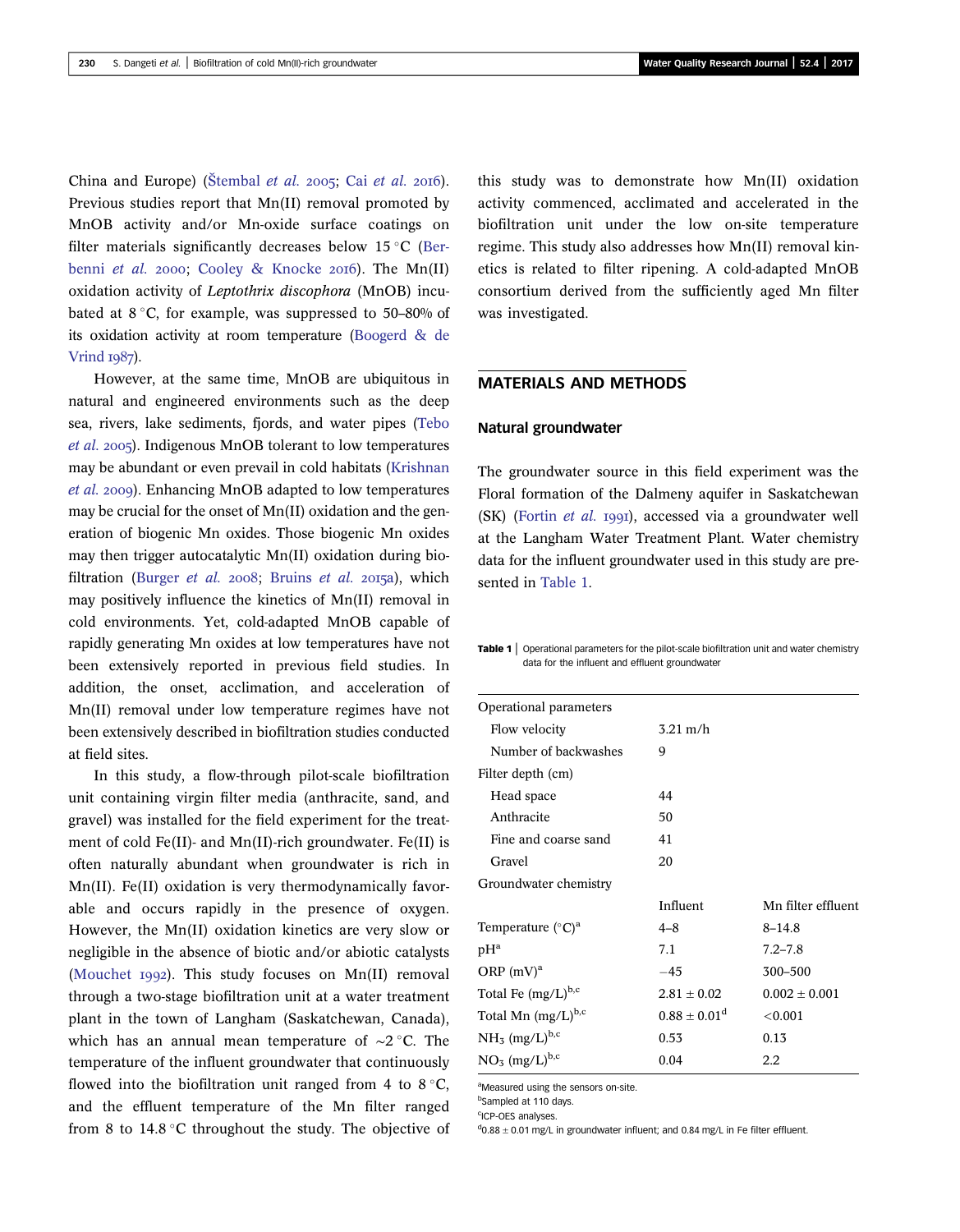China and Europe) (Štembal *et al.* 2005; Cai *et al.* 2016). Previous studies report that Mn(II) removal promoted by MnOB activity and/or Mn-oxide surface coatings on filter materials significantly decreases below 15 °C (Berbenni *et al.* 2000; Cooley & Knocke 2016). The Mn(II) oxidation activity of *Leptothrix discophora* (MnOB) incubated at 8 °C, for example, was suppressed to 50–80% of its oxidation activity at room temperature (Boogerd & de Vrind 1987).

However, at the same time, MnOB are ubiquitous in natural and engineered environments such as the deep sea, rivers, lake sediments, fjords, and water pipes (Tebo *et al.* 2005). Indigenous MnOB tolerant to low temperatures may be abundant or even prevail in cold habitats (Krishnan *et al.* 2009). Enhancing MnOB adapted to low temperatures may be crucial for the onset of Mn(II) oxidation and the generation of biogenic Mn oxides. Those biogenic Mn oxides may then trigger autocatalytic Mn(II) oxidation during biofiltration (Burger *et al.* 2008; Bruins *et al.* 2015a), which may positively influence the kinetics of Mn(II) removal in cold environments. Yet, cold-adapted MnOB capable of rapidly generating Mn oxides at low temperatures have not been extensively reported in previous field studies. In addition, the onset, acclimation, and acceleration of Mn(II) removal under low temperature regimes have not been extensively described in biofiltration studies conducted at field sites.

In this study, a flow-through pilot-scale biofiltration unit containing virgin filter media (anthracite, sand, and gravel) was installed for the field experiment for the treatment of cold Fe(II)- and Mn(II)-rich groundwater. Fe(II) is often naturally abundant when groundwater is rich in Mn(II). Fe(II) oxidation is very thermodynamically favorable and occurs rapidly in the presence of oxygen. However, the Mn(II) oxidation kinetics are very slow or negligible in the absence of biotic and/or abiotic catalysts (Mouchet 1992). This study focuses on Mn(II) removal through a two-stage biofiltration unit at a water treatment plant in the town of Langham (Saskatchewan, Canada), which has an annual mean temperature of ~2 °C. The temperature of the influent groundwater that continuously flowed into the biofiltration unit ranged from 4 to 8 °C, and the effluent temperature of the Mn filter ranged from 8 to 14.8 °C throughout the study. The objective of this study was to demonstrate how Mn(II) oxidation activity commenced, acclimated and accelerated in the biofiltration unit under the low on-site temperature regime. This study also addresses how Mn(II) removal kinetics is related to filter ripening. A cold-adapted MnOB consortium derived from the sufficiently aged Mn filter was investigated.

## MATERIALS AND METHODS

### Natural groundwater

The groundwater source in this field experiment was the Floral formation of the Dalmeny aquifer in Saskatchewan (SK) (Fortin *et al.* 1991), accessed via a groundwater well at the Langham Water Treatment Plant. Water chemistry data for the influent groundwater used in this study are presented in Table 1.

**Table 1** | Operational parameters for the pilot-scale biofiltration unit and water chemistry data for the influent and effluent groundwater

| | | |
|---|---|---|
| Operational parameters | | |
| Flow velocity | 3.21 m/h | |
| Number of backwashes | 9 | |
| Filter depth (cm) | | |
| Head space | 44 | |
| Anthracite | 50 | |
| Fine and coarse sand | 41 | |
| Gravel | 20 | |
| Groundwater chemistry | | |
| | Influent | Mn filter effluent |
| Temperature (°C)[a] | 4–8 | 8–14.8 |
| pH[a] | 7.1 | 7.2–7.8 |
| ORP (mV)[a] | −45 | 300–500 |
| Total Fe (mg/L)[b,c] | 2.81 ± 0.02 | 0.002 ± 0.001 |
| Total Mn (mg/L)[b,c] | 0.88 ± 0.01[d] | <0.001 |
| $NH_3$ (mg/L)[b,c] | 0.53 | 0.13 |
| $NO_3$ (mg/L)[b,c] | 0.04 | 2.2 |

[a]Measured using the sensors on-site.
[b]Sampled at 110 days.
[c]ICP-OES analyses.
[d]0.88 ± 0.01 mg/L in groundwater influent; and 0.84 mg/L in Fe filter effluent.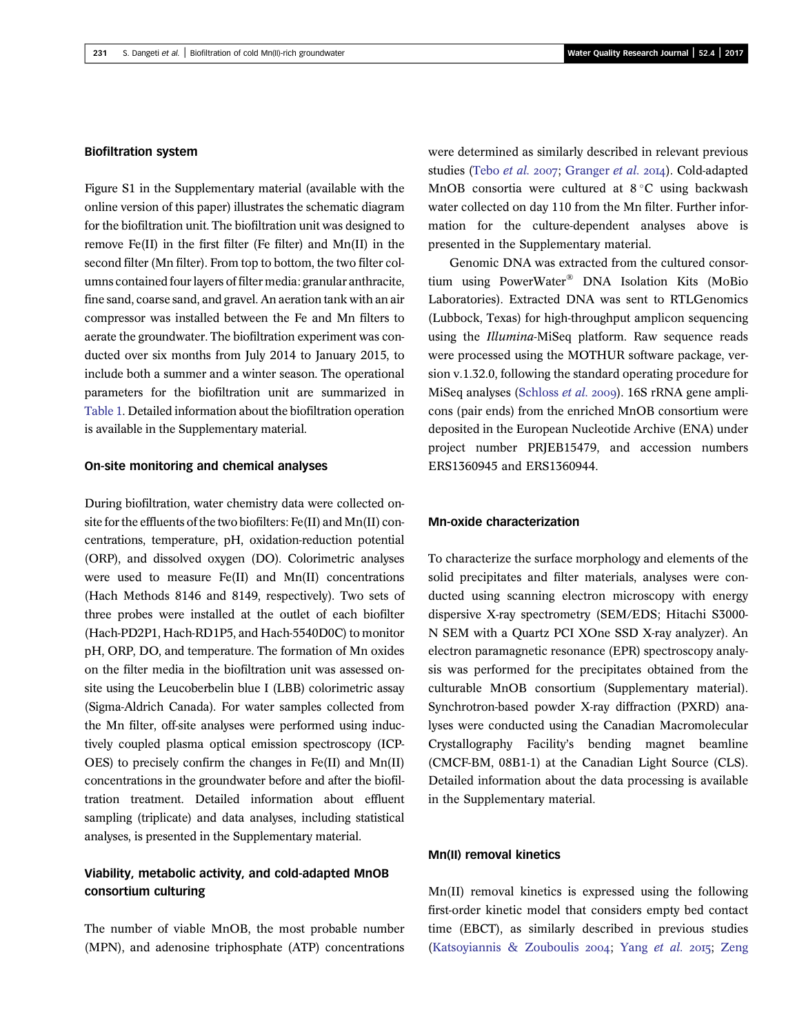### Biofiltration system

Figure S1 in the Supplementary material (available with the online version of this paper) illustrates the schematic diagram for the biofiltration unit. The biofiltration unit was designed to remove Fe(II) in the first filter (Fe filter) and Mn(II) in the second filter (Mn filter). From top to bottom, the two filter columns contained four layers of filter media: granular anthracite, fine sand, coarse sand, and gravel. An aeration tank with an air compressor was installed between the Fe and Mn filters to aerate the groundwater. The biofiltration experiment was conducted over six months from July 2014 to January 2015, to include both a summer and a winter season. The operational parameters for the biofiltration unit are summarized in Table 1. Detailed information about the biofiltration operation is available in the Supplementary material.

### On-site monitoring and chemical analyses

During biofiltration, water chemistry data were collected on-site for the effluents of the two biofilters: Fe(II) and Mn(II) concentrations, temperature, pH, oxidation-reduction potential (ORP), and dissolved oxygen (DO). Colorimetric analyses were used to measure Fe(II) and Mn(II) concentrations (Hach Methods 8146 and 8149, respectively). Two sets of three probes were installed at the outlet of each biofilter (Hach-PD2P1, Hach-RD1P5, and Hach-5540D0C) to monitor pH, ORP, DO, and temperature. The formation of Mn oxides on the filter media in the biofiltration unit was assessed on-site using the Leucoberbelin blue I (LBB) colorimetric assay (Sigma-Aldrich Canada). For water samples collected from the Mn filter, off-site analyses were performed using inductively coupled plasma optical emission spectroscopy (ICP-OES) to precisely confirm the changes in Fe(II) and Mn(II) concentrations in the groundwater before and after the biofiltration treatment. Detailed information about effluent sampling (triplicate) and data analyses, including statistical analyses, is presented in the Supplementary material.

### Viability, metabolic activity, and cold-adapted MnOB consortium culturing

The number of viable MnOB, the most probable number (MPN), and adenosine triphosphate (ATP) concentrations were determined as similarly described in relevant previous studies (Tebo *et al.* 2007; Granger *et al.* 2014). Cold-adapted MnOB consortia were cultured at 8 °C using backwash water collected on day 110 from the Mn filter. Further information for the culture-dependent analyses above is presented in the Supplementary material.

Genomic DNA was extracted from the cultured consortium using PowerWater® DNA Isolation Kits (MoBio Laboratories). Extracted DNA was sent to RTLGenomics (Lubbock, Texas) for high-throughput amplicon sequencing using the *Illumina*-MiSeq platform. Raw sequence reads were processed using the MOTHUR software package, version v.1.32.0, following the standard operating procedure for MiSeq analyses (Schloss *et al.* 2009). 16S rRNA gene amplicons (pair ends) from the enriched MnOB consortium were deposited in the European Nucleotide Archive (ENA) under project number PRJEB15479, and accession numbers ERS1360945 and ERS1360944.

### Mn-oxide characterization

To characterize the surface morphology and elements of the solid precipitates and filter materials, analyses were conducted using scanning electron microscopy with energy dispersive X-ray spectrometry (SEM/EDS; Hitachi S3000-N SEM with a Quartz PCI XOne SSD X-ray analyzer). An electron paramagnetic resonance (EPR) spectroscopy analysis was performed for the precipitates obtained from the culturable MnOB consortium (Supplementary material). Synchrotron-based powder X-ray diffraction (PXRD) analyses were conducted using the Canadian Macromolecular Crystallography Facility's bending magnet beamline (CMCF-BM, 08B1-1) at the Canadian Light Source (CLS). Detailed information about the data processing is available in the Supplementary material.

### Mn(II) removal kinetics

Mn(II) removal kinetics is expressed using the following first-order kinetic model that considers empty bed contact time (EBCT), as similarly described in previous studies (Katsoyiannis & Zouboulis 2004; Yang *et al.* 2015; Zeng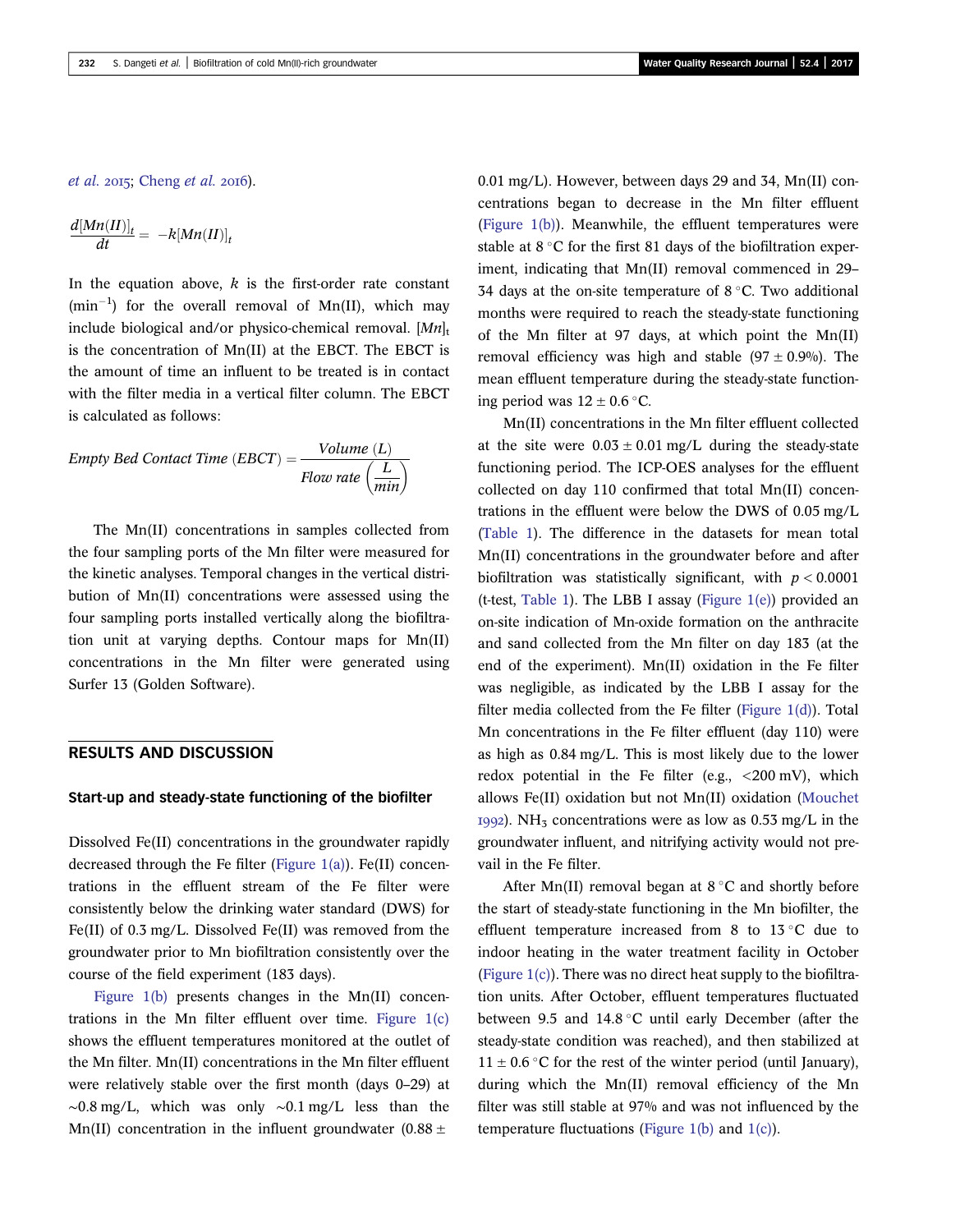et al. 2015; Cheng et al. 2016).

$$\frac{d[Mn(II)]_t}{dt} = -k[Mn(II)]_t$$

In the equation above, $k$ is the first-order rate constant ($min^{-1}$) for the overall removal of Mn(II), which may include biological and/or physico-chemical removal. $[Mn]_t$ is the concentration of Mn(II) at the EBCT. The EBCT is the amount of time an influent to be treated is in contact with the filter media in a vertical filter column. The EBCT is calculated as follows:

$$Empty\ Bed\ Contact\ Time\ (EBCT) = \frac{Volume\ (L)}{Flow\ rate\ \left(\frac{L}{min}\right)}$$

The Mn(II) concentrations in samples collected from the four sampling ports of the Mn filter were measured for the kinetic analyses. Temporal changes in the vertical distribution of Mn(II) concentrations were assessed using the four sampling ports installed vertically along the biofiltration unit at varying depths. Contour maps for Mn(II) concentrations in the Mn filter were generated using Surfer 13 (Golden Software).

## RESULTS AND DISCUSSION

### Start-up and steady-state functioning of the biofilter

Dissolved Fe(II) concentrations in the groundwater rapidly decreased through the Fe filter (Figure 1(a)). Fe(II) concentrations in the effluent stream of the Fe filter were consistently below the drinking water standard (DWS) for Fe(II) of 0.3 mg/L. Dissolved Fe(II) was removed from the groundwater prior to Mn biofiltration consistently over the course of the field experiment (183 days).

Figure 1(b) presents changes in the Mn(II) concentrations in the Mn filter effluent over time. Figure 1(c) shows the effluent temperatures monitored at the outlet of the Mn filter. Mn(II) concentrations in the Mn filter effluent were relatively stable over the first month (days 0–29) at ~0.8 mg/L, which was only ~0.1 mg/L less than the Mn(II) concentration in the influent groundwater (0.88 ± 0.01 mg/L). However, between days 29 and 34, Mn(II) concentrations began to decrease in the Mn filter effluent (Figure 1(b)). Meanwhile, the effluent temperatures were stable at 8 °C for the first 81 days of the biofiltration experiment, indicating that Mn(II) removal commenced in 29–34 days at the on-site temperature of 8 °C. Two additional months were required to reach the steady-state functioning of the Mn filter at 97 days, at which point the Mn(II) removal efficiency was high and stable (97 ± 0.9%). The mean effluent temperature during the steady-state functioning period was 12 ± 0.6 °C.

Mn(II) concentrations in the Mn filter effluent collected at the site were 0.03 ± 0.01 mg/L during the steady-state functioning period. The ICP-OES analyses for the effluent collected on day 110 confirmed that total Mn(II) concentrations in the effluent were below the DWS of 0.05 mg/L (Table 1). The difference in the datasets for mean total Mn(II) concentrations in the groundwater before and after biofiltration was statistically significant, with $p < 0.0001$ (t-test, Table 1). The LBB I assay (Figure 1(e)) provided an on-site indication of Mn-oxide formation on the anthracite and sand collected from the Mn filter on day 183 (at the end of the experiment). Mn(II) oxidation in the Fe filter was negligible, as indicated by the LBB I assay for the filter media collected from the Fe filter (Figure 1(d)). Total Mn concentrations in the Fe filter effluent (day 110) were as high as 0.84 mg/L. This is most likely due to the lower redox potential in the Fe filter (e.g., <200 mV), which allows Fe(II) oxidation but not Mn(II) oxidation (Mouchet 1992). $NH_3$ concentrations were as low as 0.53 mg/L in the groundwater influent, and nitrifying activity would not prevail in the Fe filter.

After Mn(II) removal began at 8 °C and shortly before the start of steady-state functioning in the Mn biofilter, the effluent temperature increased from 8 to 13 °C due to indoor heating in the water treatment facility in October (Figure 1(c)). There was no direct heat supply to the biofiltration units. After October, effluent temperatures fluctuated between 9.5 and 14.8 °C until early December (after the steady-state condition was reached), and then stabilized at 11 ± 0.6 °C for the rest of the winter period (until January), during which the Mn(II) removal efficiency of the Mn filter was still stable at 97% and was not influenced by the temperature fluctuations (Figure 1(b) and 1(c)).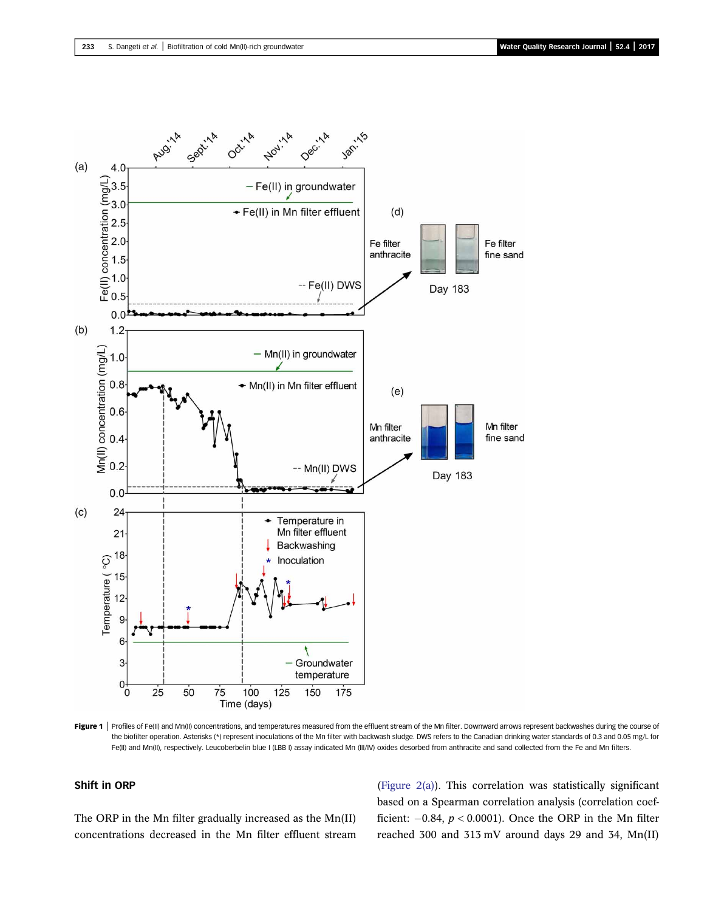**Figure 1** | Profiles of Fe(II) and Mn(II) concentrations, and temperatures measured from the effluent stream of the Mn filter. Downward arrows represent backwashes during the course of the biofilter operation. Asterisks (*) represent inoculations of the Mn filter with backwash sludge. DWS refers to the Canadian drinking water standards of 0.3 and 0.05 mg/L for Fe(II) and Mn(II), respectively. Leucoberbelin blue I (LBB I) assay indicated Mn (III/IV) oxides desorbed from anthracite and sand collected from the Fe and Mn filters.

## Shift in ORP

The ORP in the Mn filter gradually increased as the Mn(II) concentrations decreased in the Mn filter effluent stream (Figure 2(a)). This correlation was statistically significant based on a Spearman correlation analysis (correlation coefficient: $-0.84$, $p < 0.0001$). Once the ORP in the Mn filter reached 300 and 313 mV around days 29 and 34, Mn(II)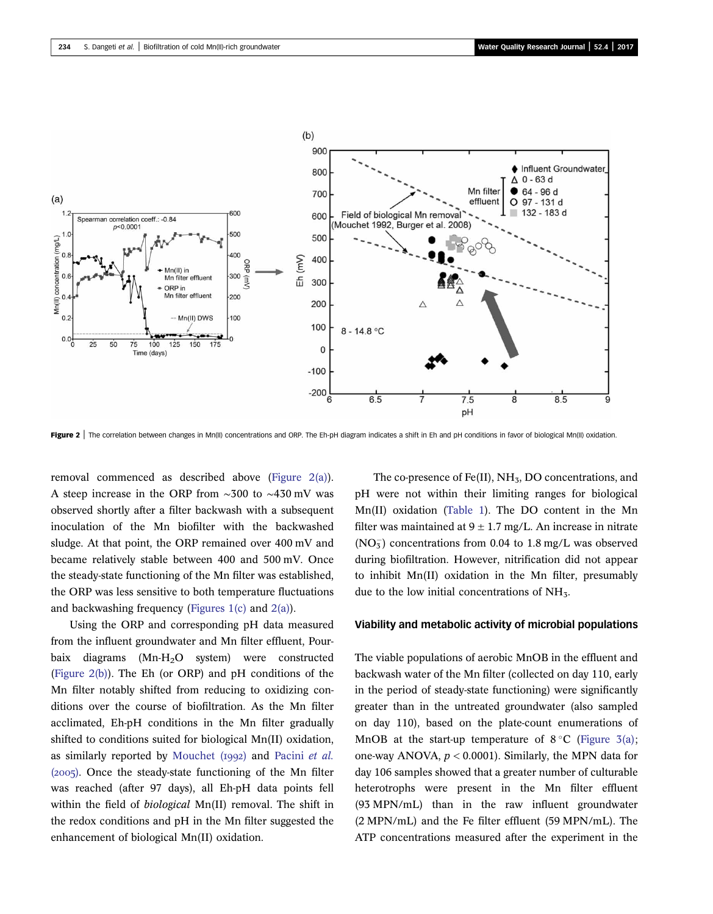Figure 2 | The correlation between changes in Mn(II) concentrations and ORP. The Eh-pH diagram indicates a shift in Eh and pH conditions in favor of biological Mn(II) oxidation.

removal commenced as described above (Figure 2(a)). A steep increase in the ORP from ~300 to ~430 mV was observed shortly after a filter backwash with a subsequent inoculation of the Mn biofilter with the backwashed sludge. At that point, the ORP remained over 400 mV and became relatively stable between 400 and 500 mV. Once the steady-state functioning of the Mn filter was established, the ORP was less sensitive to both temperature fluctuations and backwashing frequency (Figures 1(c) and 2(a)).

Using the ORP and corresponding pH data measured from the influent groundwater and Mn filter effluent, Pourbaix diagrams (Mn-$H_2O$ system) were constructed (Figure 2(b)). The Eh (or ORP) and pH conditions of the Mn filter notably shifted from reducing to oxidizing conditions over the course of biofiltration. As the Mn filter acclimated, Eh-pH conditions in the Mn filter gradually shifted to conditions suited for biological Mn(II) oxidation, as similarly reported by Mouchet (1992) and Pacini *et al.* (2005). Once the steady-state functioning of the Mn filter was reached (after 97 days), all Eh-pH data points fell within the field of *biological* Mn(II) removal. The shift in the redox conditions and pH in the Mn filter suggested the enhancement of biological Mn(II) oxidation.

The co-presence of Fe(II), $NH_3$, DO concentrations, and pH were not within their limiting ranges for biological Mn(II) oxidation (Table 1). The DO content in the Mn filter was maintained at $9 \pm 1.7$ mg/L. An increase in nitrate ($NO_3^-$) concentrations from 0.04 to 1.8 mg/L was observed during biofiltration. However, nitrification did not appear to inhibit Mn(II) oxidation in the Mn filter, presumably due to the low initial concentrations of $NH_3$.

### Viability and metabolic activity of microbial populations

The viable populations of aerobic MnOB in the effluent and backwash water of the Mn filter (collected on day 110, early in the period of steady-state functioning) were significantly greater than in the untreated groundwater (also sampled on day 110), based on the plate-count enumerations of MnOB at the start-up temperature of 8 °C (Figure 3(a); one-way ANOVA, $p < 0.0001$). Similarly, the MPN data for day 106 samples showed that a greater number of culturable heterotrophs were present in the Mn filter effluent (93 MPN/mL) than in the raw influent groundwater (2 MPN/mL) and the Fe filter effluent (59 MPN/mL). The ATP concentrations measured after the experiment in the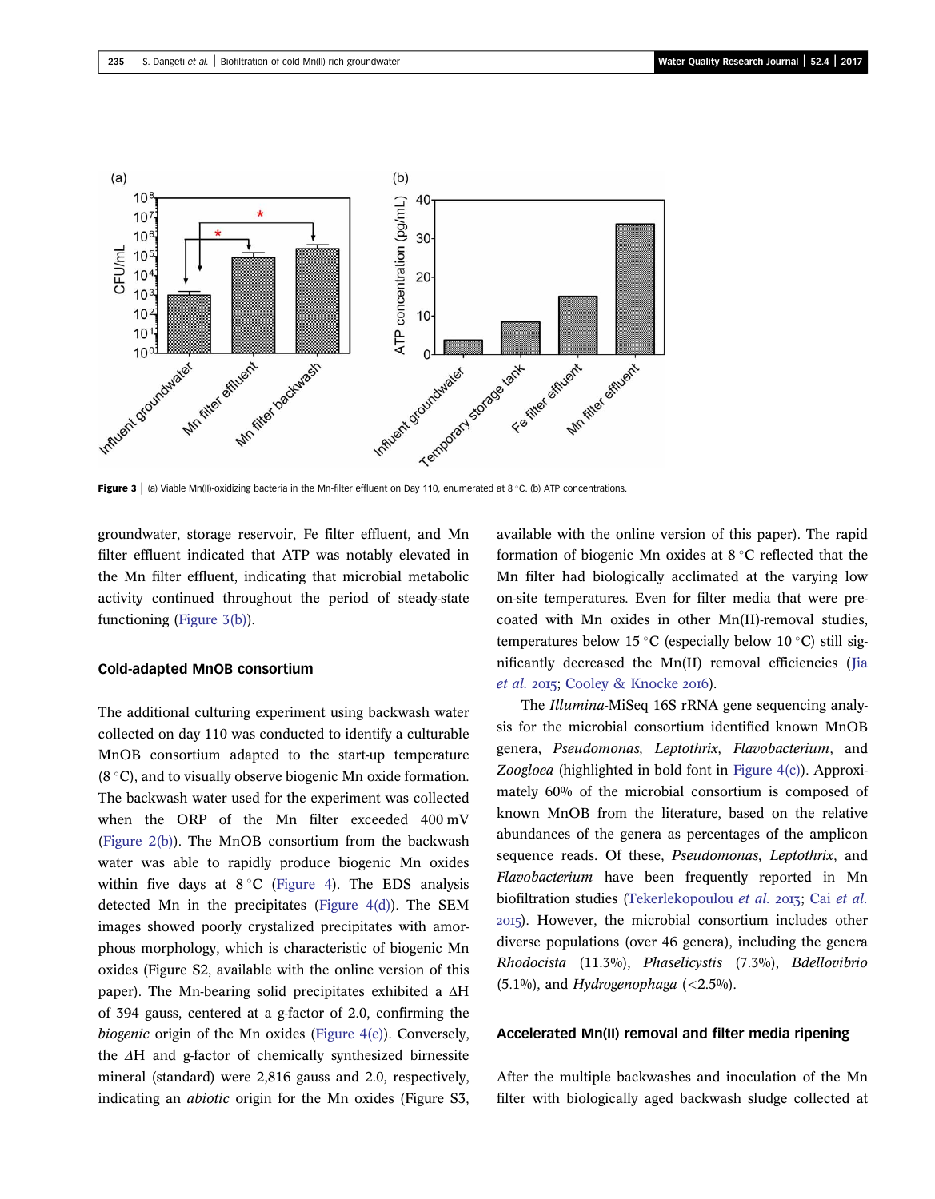**Figure 3** | (a) Viable Mn(II)-oxidizing bacteria in the Mn-filter effluent on Day 110, enumerated at 8 °C. (b) ATP concentrations.

groundwater, storage reservoir, Fe filter effluent, and Mn filter effluent indicated that ATP was notably elevated in the Mn filter effluent, indicating that microbial metabolic activity continued throughout the period of steady-state functioning (Figure 3(b)).

### Cold-adapted MnOB consortium

The additional culturing experiment using backwash water collected on day 110 was conducted to identify a culturable MnOB consortium adapted to the start-up temperature (8 °C), and to visually observe biogenic Mn oxide formation. The backwash water used for the experiment was collected when the ORP of the Mn filter exceeded 400 mV (Figure 2(b)). The MnOB consortium from the backwash water was able to rapidly produce biogenic Mn oxides within five days at 8 °C (Figure 4). The EDS analysis detected Mn in the precipitates (Figure 4(d)). The SEM images showed poorly crystalized precipitates with amorphous morphology, which is characteristic of biogenic Mn oxides (Figure S2, available with the online version of this paper). The Mn-bearing solid precipitates exhibited a ΔH of 394 gauss, centered at a g-factor of 2.0, confirming the *biogenic* origin of the Mn oxides (Figure 4(e)). Conversely, the ΔH and g-factor of chemically synthesized birnessite mineral (standard) were 2,816 gauss and 2.0, respectively, indicating an *abiotic* origin for the Mn oxides (Figure S3, available with the online version of this paper). The rapid formation of biogenic Mn oxides at 8 °C reflected that the Mn filter had biologically acclimated at the varying low on-site temperatures. Even for filter media that were pre-coated with Mn oxides in other Mn(II)-removal studies, temperatures below 15 °C (especially below 10 °C) still significantly decreased the Mn(II) removal efficiencies (Jia *et al.* 2015; Cooley & Knocke 2016).

The *Illumina*-MiSeq 16S rRNA gene sequencing analysis for the microbial consortium identified known MnOB genera, *Pseudomonas, Leptothrix, Flavobacterium*, and *Zoogloea* (highlighted in bold font in Figure 4(c)). Approximately 60% of the microbial consortium is composed of known MnOB from the literature, based on the relative abundances of the genera as percentages of the amplicon sequence reads. Of these, *Pseudomonas, Leptothrix*, and *Flavobacterium* have been frequently reported in Mn biofiltration studies (Tekerlekopoulou *et al.* 2013; Cai *et al.* 2015). However, the microbial consortium includes other diverse populations (over 46 genera), including the genera *Rhodocista* (11.3%), *Phaselicystis* (7.3%), *Bdellovibrio* (5.1%), and *Hydrogenophaga* (<2.5%).

### Accelerated Mn(II) removal and filter media ripening

After the multiple backwashes and inoculation of the Mn filter with biologically aged backwash sludge collected at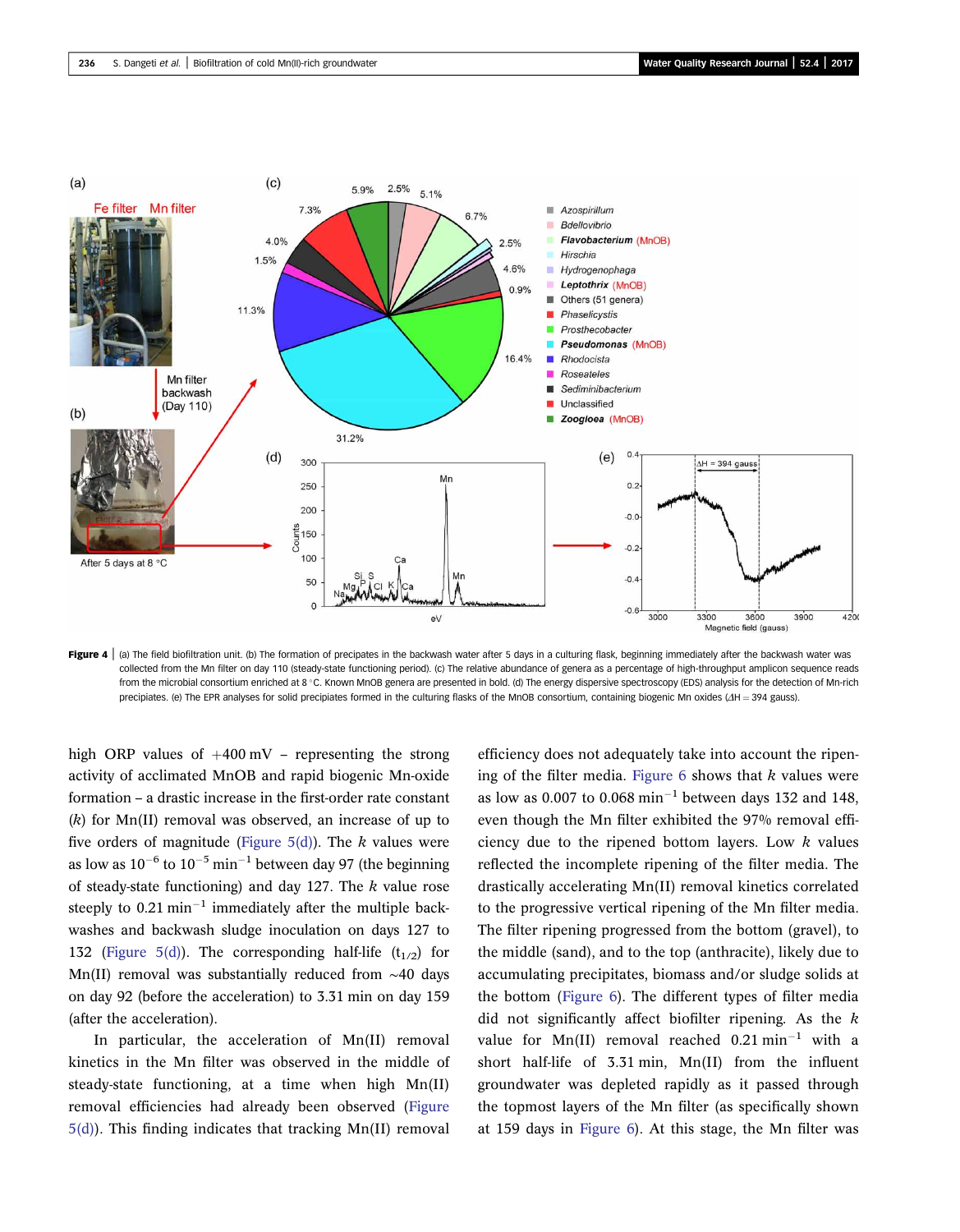**Figure 4** | (a) The field biofiltration unit. (b) The formation of precipates in the backwash water after 5 days in a culturing flask, beginning immediately after the backwash water was collected from the Mn filter on day 110 (steady-state functioning period). (c) The relative abundance of genera as a percentage of high-throughput amplicon sequence reads from the microbial consortium enriched at 8 °C. Known MnOB genera are presented in bold. (d) The energy dispersive spectroscopy (EDS) analysis for the detection of Mn-rich precipitates. (e) The EPR analyses for solid precipitates formed in the culturing flasks of the MnOB consortium, containing biogenic Mn oxides (ΔH = 394 gauss).

high ORP values of +400 mV – representing the strong activity of acclimated MnOB and rapid biogenic Mn-oxide formation – a drastic increase in the first-order rate constant ($k$) for Mn(II) removal was observed, an increase of up to five orders of magnitude (Figure 5(d)). The $k$ values were as low as $10^{-6}$ to $10^{-5}$ $min^{-1}$ between day 97 (the beginning of steady-state functioning) and day 127. The $k$ value rose steeply to 0.21 $min^{-1}$ immediately after the multiple backwashes and backwash sludge inoculation on days 127 to 132 (Figure 5(d)). The corresponding half-life ($t_{1/2}$) for Mn(II) removal was substantially reduced from ~40 days on day 92 (before the acceleration) to 3.31 min on day 159 (after the acceleration).

In particular, the acceleration of Mn(II) removal kinetics in the Mn filter was observed in the middle of steady-state functioning, at a time when high Mn(II) removal efficiencies had already been observed (Figure 5(d)). This finding indicates that tracking Mn(II) removal efficiency does not adequately take into account the ripening of the filter media. Figure 6 shows that $k$ values were as low as 0.007 to 0.068 $min^{-1}$ between days 132 and 148, even though the Mn filter exhibited the 97% removal efficiency due to the ripened bottom layers. Low $k$ values reflected the incomplete ripening of the filter media. The drastically accelerating Mn(II) removal kinetics correlated to the progressive vertical ripening of the Mn filter media. The filter ripening progressed from the bottom (gravel), to the middle (sand), and to the top (anthracite), likely due to accumulating precipitates, biomass and/or sludge solids at the bottom (Figure 6). The different types of filter media did not significantly affect biofilter ripening. As the $k$ value for Mn(II) removal reached 0.21 $min^{-1}$ with a short half-life of 3.31 min, Mn(II) from the influent groundwater was depleted rapidly as it passed through the topmost layers of the Mn filter (as specifically shown at 159 days in Figure 6). At this stage, the Mn filter was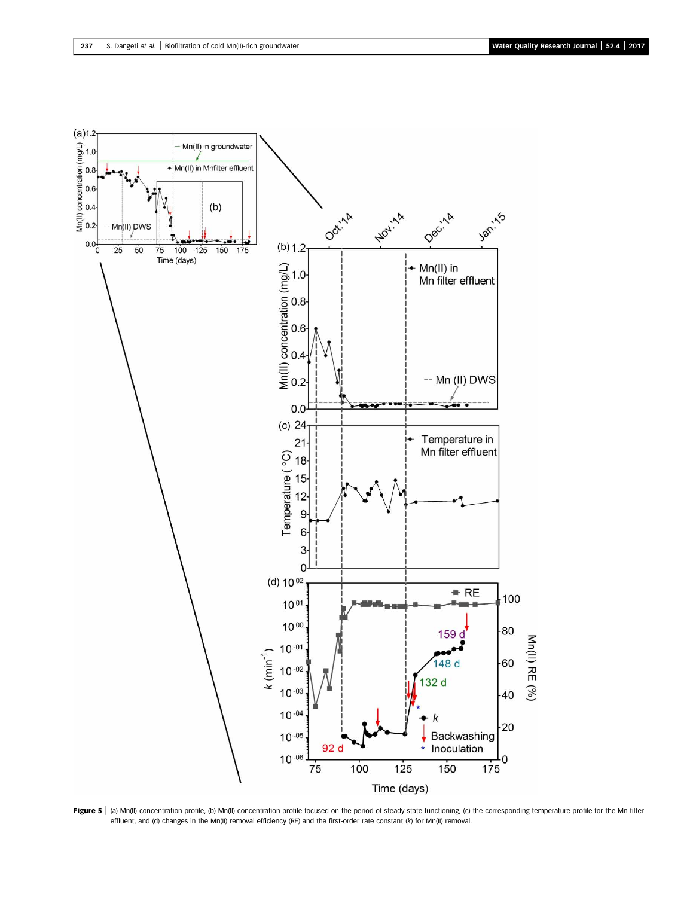**Figure 5** | (a) Mn(II) concentration profile, (b) Mn(II) concentration profile focused on the period of steady-state functioning, (c) the corresponding temperature profile for the Mn filter effluent, and (d) changes in the Mn(II) removal efficiency (RE) and the first-order rate constant ($k$) for Mn(II) removal.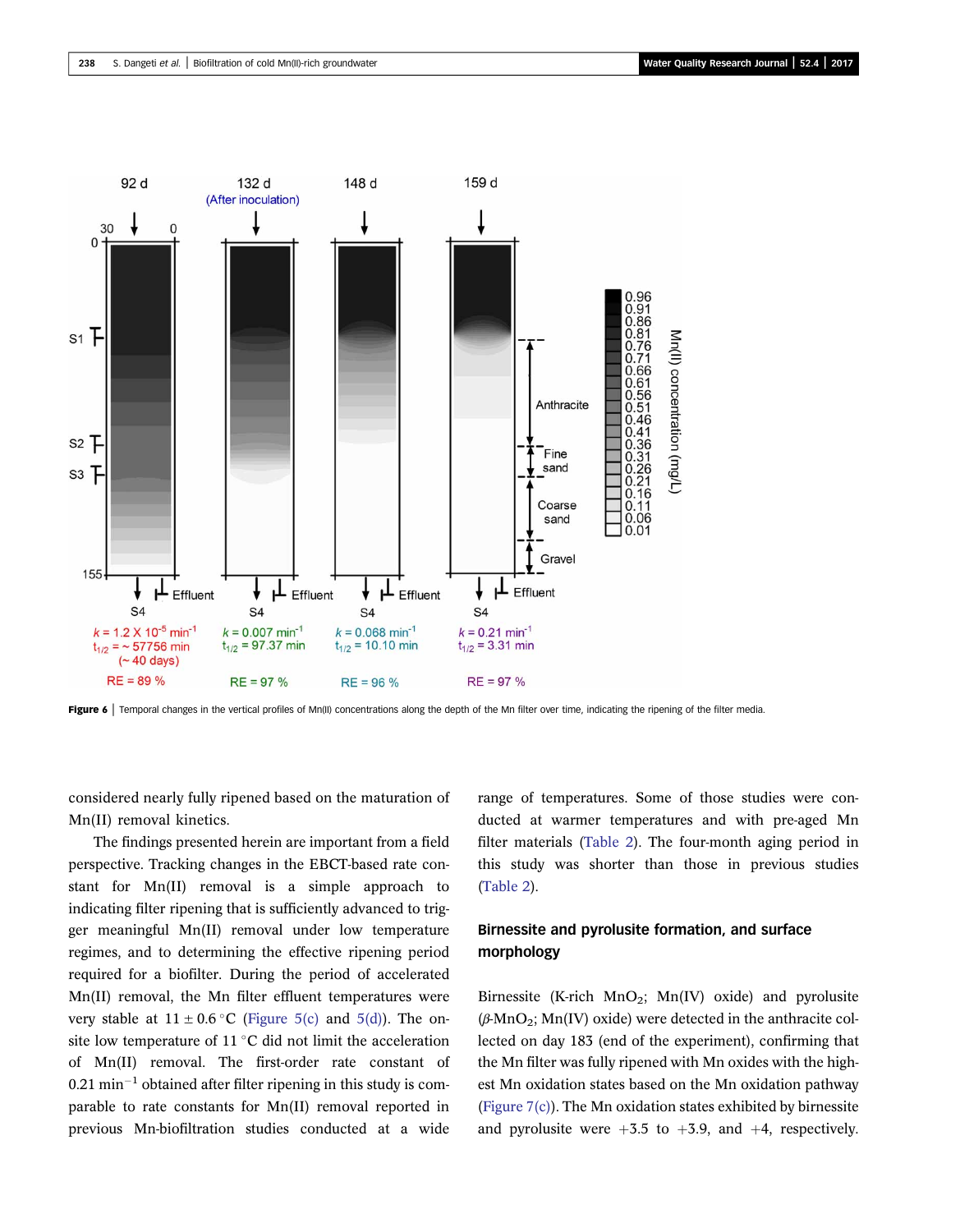Figure 6 | Temporal changes in the vertical profiles of Mn(II) concentrations along the depth of the Mn filter over time, indicating the ripening of the filter media.

considered nearly fully ripened based on the maturation of Mn(II) removal kinetics.

The findings presented herein are important from a field perspective. Tracking changes in the EBCT-based rate constant for Mn(II) removal is a simple approach to indicating filter ripening that is sufficiently advanced to trigger meaningful Mn(II) removal under low temperature regimes, and to determining the effective ripening period required for a biofilter. During the period of accelerated Mn(II) removal, the Mn filter effluent temperatures were very stable at $11 \pm 0.6\,^{\circ}C$ (Figure 5(c) and 5(d)). The on-site low temperature of $11\,^{\circ}C$ did not limit the acceleration of Mn(II) removal. The first-order rate constant of $0.21\ min^{-1}$ obtained after filter ripening in this study is comparable to rate constants for Mn(II) removal reported in previous Mn-biofiltration studies conducted at a wide range of temperatures. Some of those studies were conducted at warmer temperatures and with pre-aged Mn filter materials (Table 2). The four-month aging period in this study was shorter than those in previous studies (Table 2).

### Birnessite and pyrolusite formation, and surface morphology

Birnessite (K-rich $MnO_2$; Mn(IV) oxide) and pyrolusite ($\beta$-$MnO_2$; Mn(IV) oxide) were detected in the anthracite collected on day 183 (end of the experiment), confirming that the Mn filter was fully ripened with Mn oxides with the highest Mn oxidation states based on the Mn oxidation pathway (Figure 7(c)). The Mn oxidation states exhibited by birnessite and pyrolusite were +3.5 to +3.9, and +4, respectively.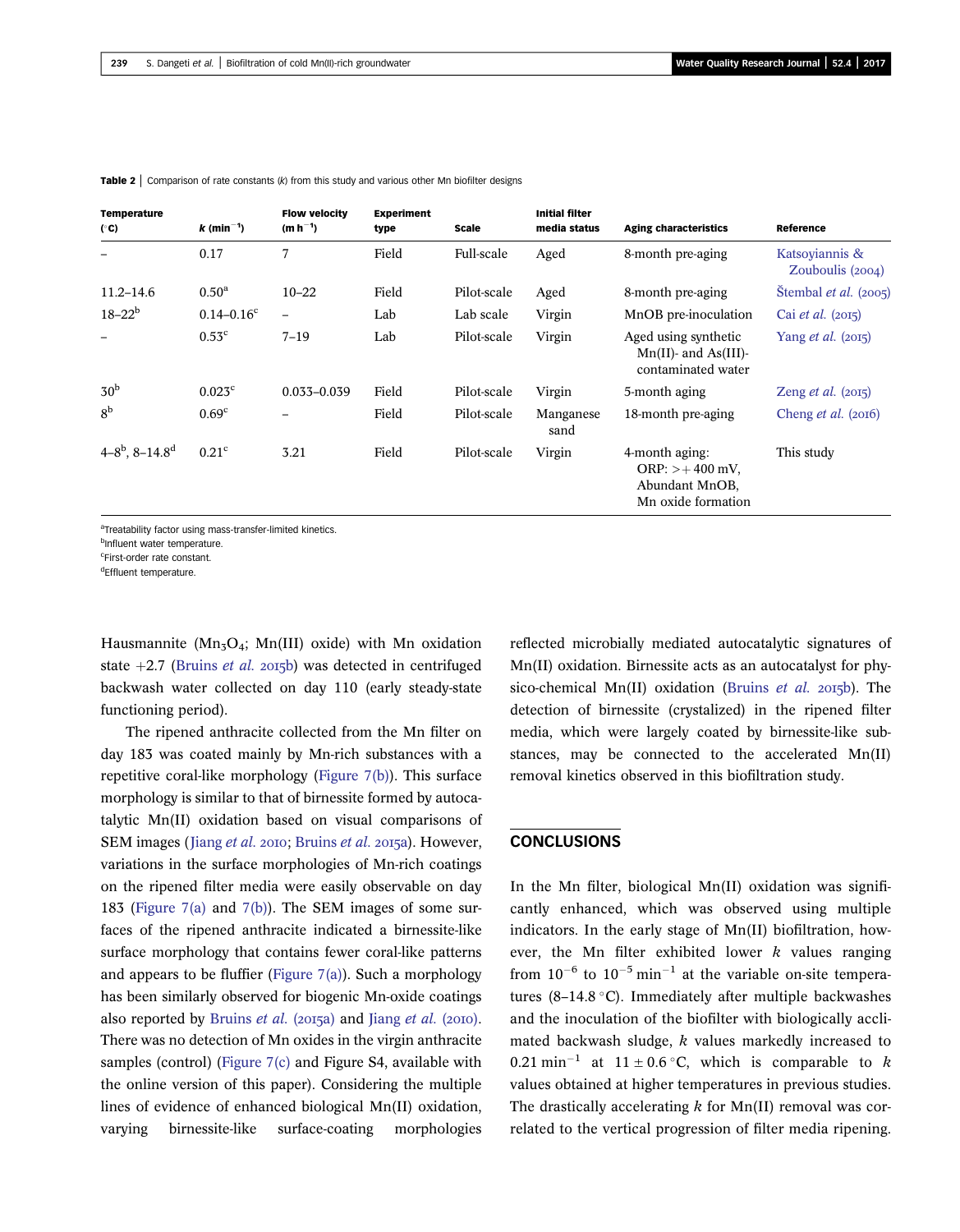**Table 2** | Comparison of rate constants (*k*) from this study and various other Mn biofilter designs

| Temperature (°C) | *k* ($min^{-1}$) | Flow velocity ($m\,h^{-1}$) | Experiment type | Scale | Initial filter media status | Aging characteristics | Reference |
|---|---|---|---|---|---|---|---|
| – | 0.17 | 7 | Field | Full-scale | Aged | 8-month pre-aging | Katsoyiannis & Zouboulis (2004) |
| 11.2–14.6 | 0.50[a] | 10–22 | Field | Pilot-scale | Aged | 8-month pre-aging | Štembal *et al.* (2005) |
| 18–22[b] | 0.14–0.16[c] | – | Lab | Lab scale | Virgin | MnOB pre-inoculation | Cai *et al.* (2015) |
| – | 0.53[c] | 7–19 | Lab | Pilot-scale | Virgin | Aged using synthetic Mn(II)- and As(III)-contaminated water | Yang *et al.* (2015) |
| 30[b] | 0.023[c] | 0.033–0.039 | Field | Pilot-scale | Virgin | 5-month aging | Zeng *et al.* (2015) |
| 8[b] | 0.69[c] | – | Field | Pilot-scale | Manganese sand | 18-month pre-aging | Cheng *et al.* (2016) |
| 4–8[b], 8–14.8[d] | 0.21[c] | 3.21 | Field | Pilot-scale | Virgin | 4-month aging: ORP: >+400 mV, Abundant MnOB, Mn oxide formation | This study |

[a]Treatability factor using mass-transfer-limited kinetics.
[b]Influent water temperature.
[c]First-order rate constant.
[d]Effluent temperature.

Hausmannite ($Mn_3O_4$; Mn(III) oxide) with Mn oxidation state +2.7 (Bruins *et al.* 2015b) was detected in centrifuged backwash water collected on day 110 (early steady-state functioning period).

The ripened anthracite collected from the Mn filter on day 183 was coated mainly by Mn-rich substances with a repetitive coral-like morphology (Figure 7(b)). This surface morphology is similar to that of birnessite formed by autocatalytic Mn(II) oxidation based on visual comparisons of SEM images (Jiang *et al.* 2010; Bruins *et al.* 2015a). However, variations in the surface morphologies of Mn-rich coatings on the ripened filter media were easily observable on day 183 (Figure 7(a) and 7(b)). The SEM images of some surfaces of the ripened anthracite indicated a birnessite-like surface morphology that contains fewer coral-like patterns and appears to be fluffier (Figure 7(a)). Such a morphology has been similarly observed for biogenic Mn-oxide coatings also reported by Bruins *et al.* (2015a) and Jiang *et al.* (2010). There was no detection of Mn oxides in the virgin anthracite samples (control) (Figure 7(c) and Figure S4, available with the online version of this paper). Considering the multiple lines of evidence of enhanced biological Mn(II) oxidation, varying birnessite-like surface-coating morphologies reflected microbially mediated autocatalytic signatures of Mn(II) oxidation. Birnessite acts as an autocatalyst for physico-chemical Mn(II) oxidation (Bruins *et al.* 2015b). The detection of birnessite (crystalized) in the ripened filter media, which were largely coated by birnessite-like substances, may be connected to the accelerated Mn(II) removal kinetics observed in this biofiltration study.

## CONCLUSIONS

In the Mn filter, biological Mn(II) oxidation was significantly enhanced, which was observed using multiple indicators. In the early stage of Mn(II) biofiltration, however, the Mn filter exhibited lower $k$ values ranging from $10^{-6}$ to $10^{-5}$ $min^{-1}$ at the variable on-site temperatures (8–14.8 °C). Immediately after multiple backwashes and the inoculation of the biofilter with biologically acclimated backwash sludge, $k$ values markedly increased to 0.21 $min^{-1}$ at $11 \pm 0.6$ °C, which is comparable to $k$ values obtained at higher temperatures in previous studies. The drastically accelerating $k$ for Mn(II) removal was correlated to the vertical progression of filter media ripening.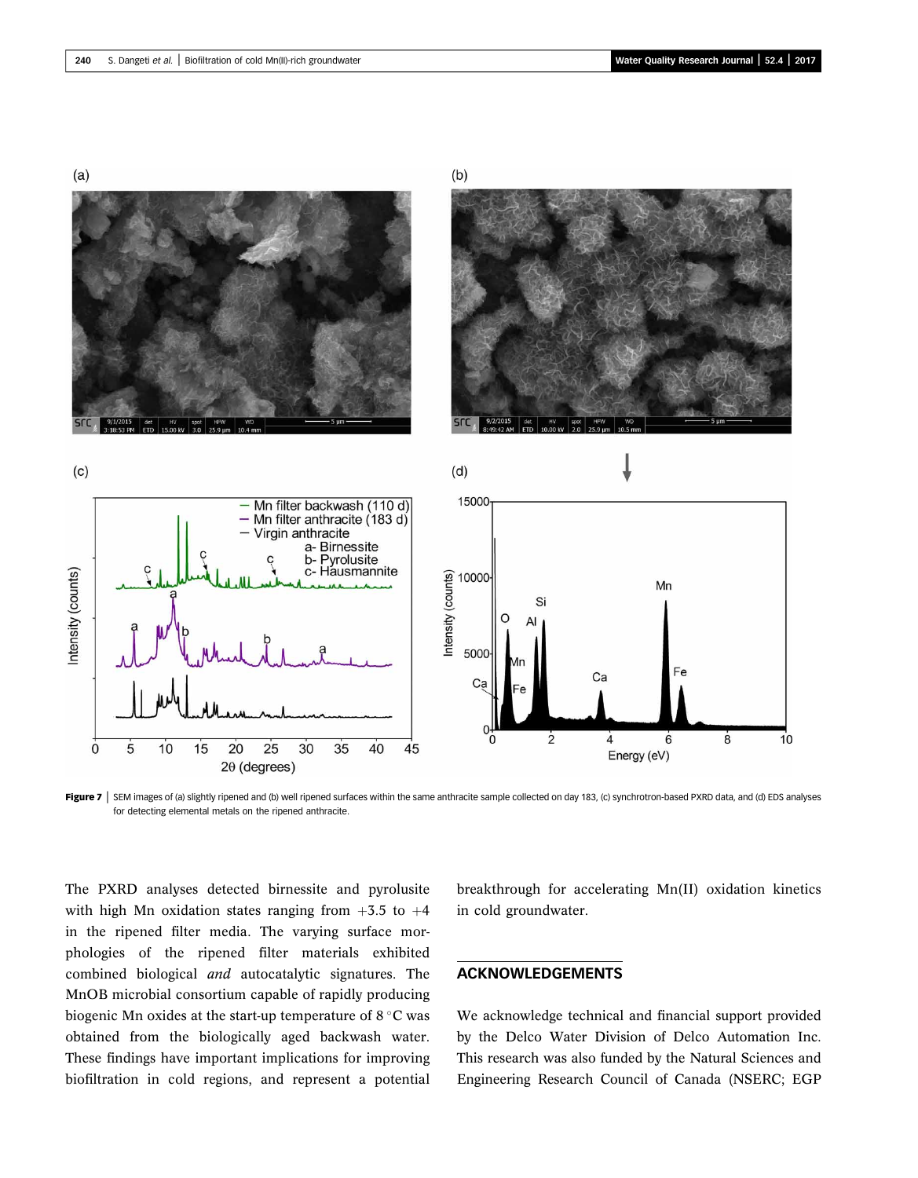Figure 7 | SEM images of (a) slightly ripened and (b) well ripened surfaces within the same anthracite sample collected on day 183, (c) synchrotron-based PXRD data, and (d) EDS analyses for detecting elemental metals on the ripened anthracite.

The PXRD analyses detected birnessite and pyrolusite with high Mn oxidation states ranging from +3.5 to +4 in the ripened filter media. The varying surface morphologies of the ripened filter materials exhibited combined biological *and* autocatalytic signatures. The MnOB microbial consortium capable of rapidly producing biogenic Mn oxides at the start-up temperature of 8 °C was obtained from the biologically aged backwash water. These findings have important implications for improving biofiltration in cold regions, and represent a potential breakthrough for accelerating Mn(II) oxidation kinetics in cold groundwater.

## ACKNOWLEDGEMENTS

We acknowledge technical and financial support provided by the Delco Water Division of Delco Automation Inc. This research was also funded by the Natural Sciences and Engineering Research Council of Canada (NSERC; EGP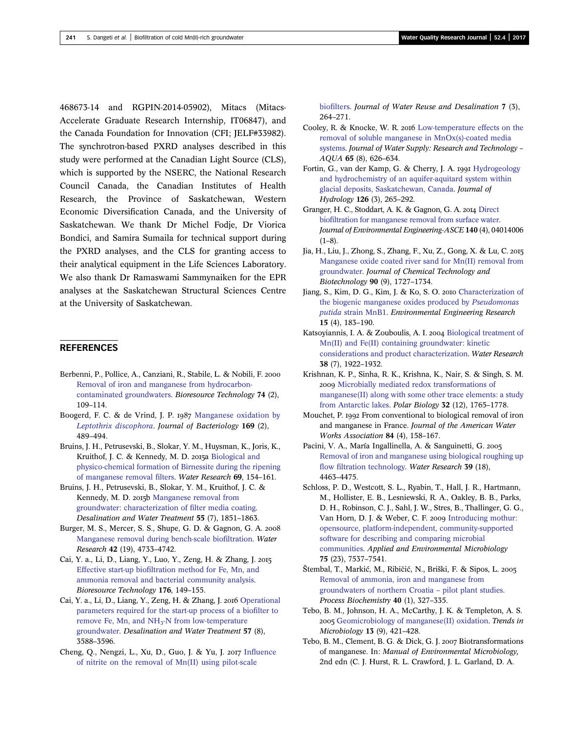468673-14 and RGPIN-2014-05902), Mitacs (Mitacs-Accelerate Graduate Research Internship, IT06847), and the Canada Foundation for Innovation (CFI; JELF#33982). The synchrotron-based PXRD analyses described in this study were performed at the Canadian Light Source (CLS), which is supported by the NSERC, the National Research Council Canada, the Canadian Institutes of Health Research, the Province of Saskatchewan, Western Economic Diversification Canada, and the University of Saskatchewan. We thank Dr Michel Fodje, Dr Viorica Bondici, and Samira Sumaila for technical support during the PXRD analyses, and the CLS for granting access to their analytical equipment in the Life Sciences Laboratory. We also thank Dr Ramaswami Sammynaiken for the EPR analyses at the Saskatchewan Structural Sciences Centre at the University of Saskatchewan.

## REFERENCES

Berbenni, P., Pollice, A., Canziani, R., Stabile, L. & Nobili, F. 2000 Removal of iron and manganese from hydrocarbon-contaminated groundwaters. *Bioresource Technology* **74** (2), 109–114.

Boogerd, F. C. & de Vrind, J. P. 1987 Manganese oxidation by *Leptothrix discophora*. *Journal of Bacteriology* **169** (2), 489–494.

Bruins, J. H., Petrusevski, B., Slokar, Y. M., Huysman, K., Joris, K., Kruithof, J. C. & Kennedy, M. D. 2015a Biological and physico-chemical formation of Birnessite during the ripening of manganese removal filters. *Water Research* **69**, 154–161.

Bruins, J. H., Petrusevski, B., Slokar, Y. M., Kruithof, J. C. & Kennedy, M. D. 2015b Manganese removal from groundwater: characterization of filter media coating. *Desalination and Water Treatment* **55** (7), 1851–1863.

Burger, M. S., Mercer, S. S., Shupe, G. D. & Gagnon, G. A. 2008 Manganese removal during bench-scale biofiltration. *Water Research* **42** (19), 4733–4742.

Cai, Y. a., Li, D., Liang, Y., Luo, Y., Zeng, H. & Zhang, J. 2015 Effective start-up biofiltration method for Fe, Mn, and ammonia removal and bacterial community analysis. *Bioresource Technology* **176**, 149–155.

Cai, Y. a., Li, D., Liang, Y., Zeng, H. & Zhang, J. 2016 Operational parameters required for the start-up process of a biofilter to remove Fe, Mn, and $NH_3$-N from low-temperature groundwater. *Desalination and Water Treatment* **57** (8), 3588–3596.

Cheng, Q., Nengzi, L., Xu, D., Guo, J. & Yu, J. 2017 Influence of nitrite on the removal of Mn(II) using pilot-scale biofilters. *Journal of Water Reuse and Desalination* **7** (3), 264–271.

Cooley, R. & Knocke, W. R. 2016 Low-temperature effects on the removal of soluble manganese in MnOx(s)-coated media systems. *Journal of Water Supply: Research and Technology – AQUA* **65** (8), 626–634.

Fortin, G., van der Kamp, G. & Cherry, J. A. 1991 Hydrogeology and hydrochemistry of an aquifer-aquitard system within glacial deposits, Saskatchewan, Canada. *Journal of Hydrology* **126** (3), 265–292.

Granger, H. C., Stoddart, A. K. & Gagnon, G. A. 2014 Direct biofiltration for manganese removal from surface water. *Journal of Environmental Engineering-ASCE* **140** (4), 04014006 (1–8).

Jia, H., Liu, J., Zhong, S., Zhang, F., Xu, Z., Gong, X. & Lu, C. 2015 Manganese oxide coated river sand for Mn(II) removal from groundwater. *Journal of Chemical Technology and Biotechnology* **90** (9), 1727–1734.

Jiang, S., Kim, D. G., Kim, J. & Ko, S. O. 2010 Characterization of the biogenic manganese oxides produced by *Pseudomonas putida* strain MnB1. *Environmental Engineering Research* **15** (4), 183–190.

Katsoyiannis, I. A. & Zouboulis, A. I. 2004 Biological treatment of Mn(II) and Fe(II) containing groundwater: kinetic considerations and product characterization. *Water Research* **38** (7), 1922–1932.

Krishnan, K. P., Sinha, R. K., Krishna, K., Nair, S. & Singh, S. M. 2009 Microbially mediated redox transformations of manganese(II) along with some other trace elements: a study from Antarctic lakes. *Polar Biology* **32** (12), 1765–1778.

Mouchet, P. 1992 From conventional to biological removal of iron and manganese in France. *Journal of the American Water Works Association* **84** (4), 158–167.

Pacini, V. A., María Ingallinella, A. & Sanguinetti, G. 2005 Removal of iron and manganese using biological roughing up flow filtration technology. *Water Research* **39** (18), 4463–4475.

Schloss, P. D., Westcott, S. L., Ryabin, T., Hall, J. R., Hartmann, M., Hollister, E. B., Lesniewski, R. A., Oakley, B. B., Parks, D. H., Robinson, C. J., Sahl, J. W., Stres, B., Thallinger, G. G., Van Horn, D. J. & Weber, C. F. 2009 Introducing mothur: opensource, platform-independent, community-supported software for describing and comparing microbial communities. *Applied and Environmental Microbiology* **75** (23), 7537–7541.

Štembal, T., Markić, M., Ribičić, N., Briški, F. & Sipos, L. 2005 Removal of ammonia, iron and manganese from groundwaters of northern Croatia – pilot plant studies. *Process Biochemistry* **40** (1), 327–335.

Tebo, B. M., Johnson, H. A., McCarthy, J. K. & Templeton, A. S. 2005 Geomicrobiology of manganese(II) oxidation. *Trends in Microbiology* **13** (9), 421–428.

Tebo, B. M., Clement, B. G. & Dick, G. J. 2007 Biotransformations of manganese. In: *Manual of Environmental Microbiology*, 2nd edn (C. J. Hurst, R. L. Crawford, J. L. Garland, D. A.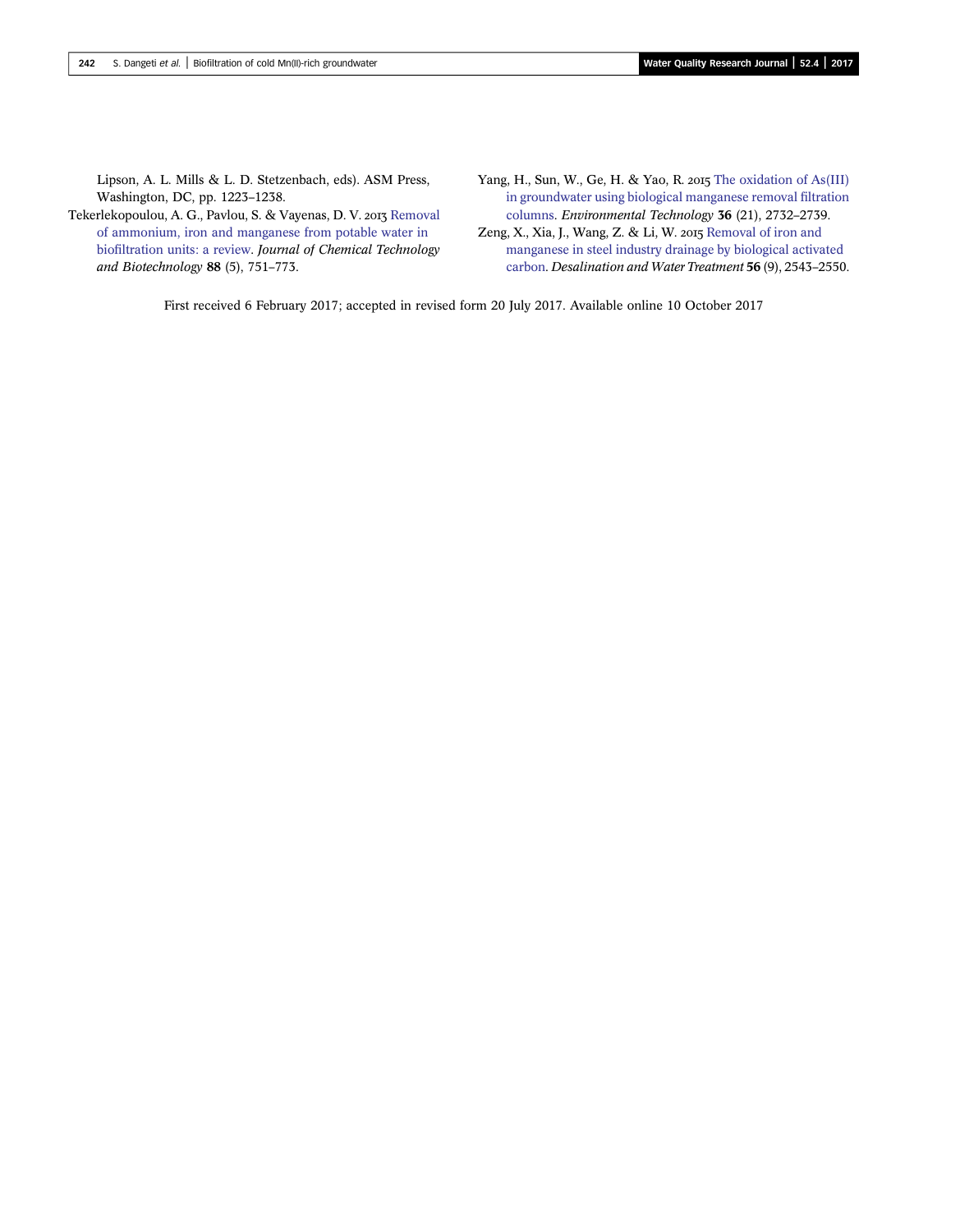Lipson, A. L. Mills & L. D. Stetzenbach, eds). ASM Press, Washington, DC, pp. 1223–1238.

Tekerlekopoulou, A. G., Pavlou, S. & Vayenas, D. V. 2013 Removal of ammonium, iron and manganese from potable water in biofiltration units: a review. *Journal of Chemical Technology and Biotechnology* **88** (5), 751–773.

Yang, H., Sun, W., Ge, H. & Yao, R. 2015 The oxidation of As(III) in groundwater using biological manganese removal filtration columns. *Environmental Technology* **36** (21), 2732–2739.

Zeng, X., Xia, J., Wang, Z. & Li, W. 2015 Removal of iron and manganese in steel industry drainage by biological activated carbon. *Desalination and Water Treatment* **56** (9), 2543–2550.

First received 6 February 2017; accepted in revised form 20 July 2017. Available online 10 October 2017